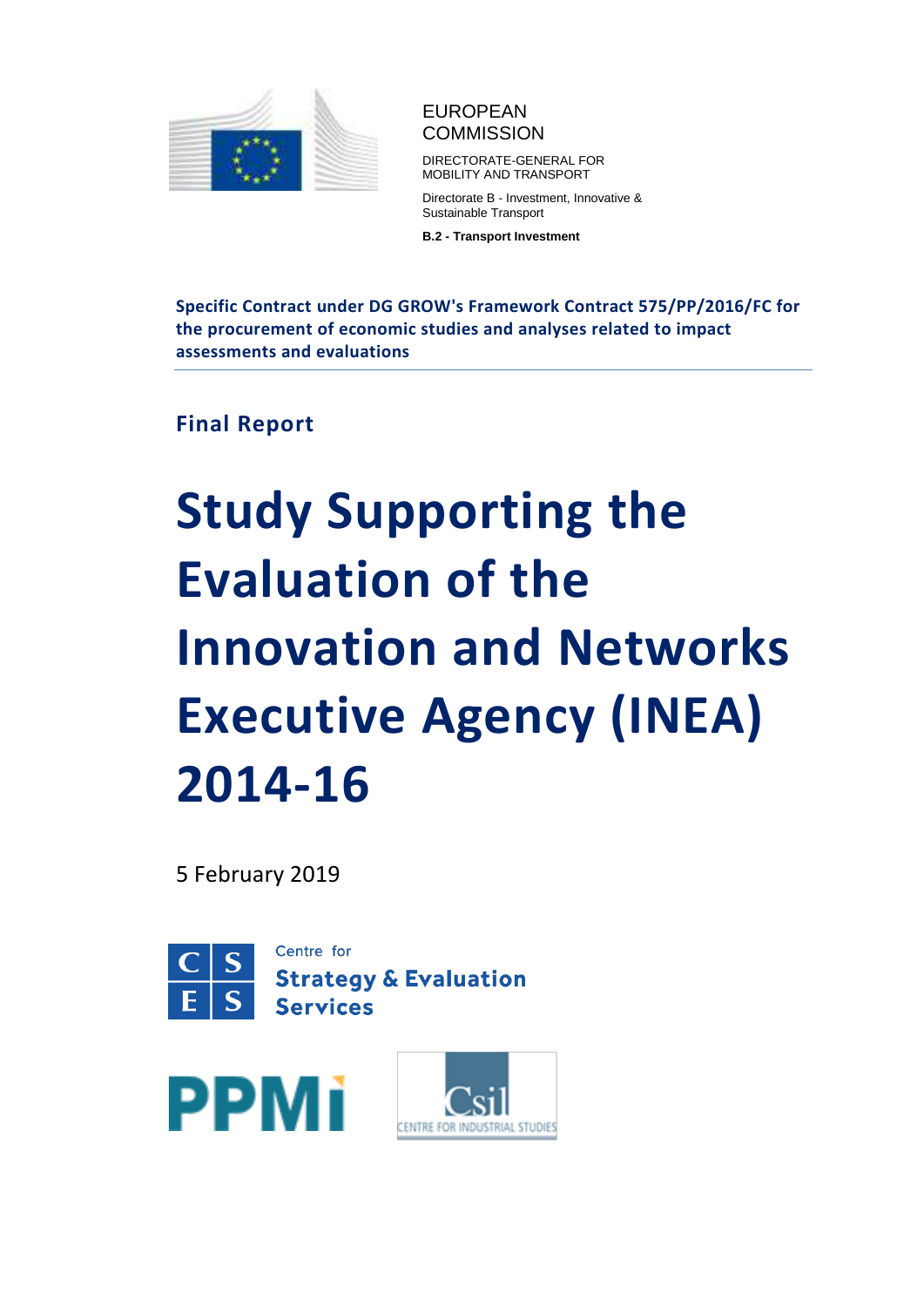EUROPEAN COMMISSION

DIRECTORATE-GENERAL FOR MOBILITY AND TRANSPORT

Directorate B - Investment, Innovative & Sustainable Transport

**B.2 - Transport Investment**

**Specific Contract under DG GROW's Framework Contract 575/PP/2016/FC for the procurement of economic studies and analyses related to impact assessments and evaluations**

## Final Report

# Study Supporting the Evaluation of the Innovation and Networks Executive Agency (INEA) 2014-16

5 February 2019

Centre for **Strategy & Evaluation Services**

PPMi

Csil CENTRE FOR INDUSTRIAL STUDIES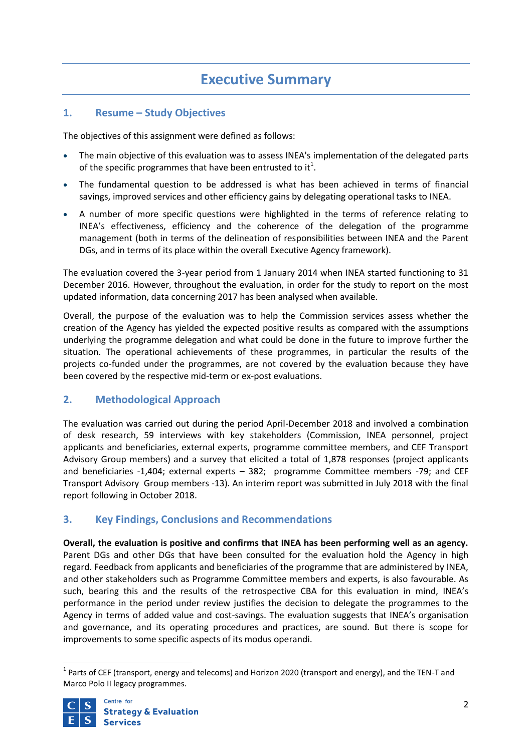# Executive Summary

## 1. Resume – Study Objectives

The objectives of this assignment were defined as follows:

- The main objective of this evaluation was to assess INEA's implementation of the delegated parts of the specific programmes that have been entrusted to it[1].
- The fundamental question to be addressed is what has been achieved in terms of financial savings, improved services and other efficiency gains by delegating operational tasks to INEA.
- A number of more specific questions were highlighted in the terms of reference relating to INEA's effectiveness, efficiency and the coherence of the delegation of the programme management (both in terms of the delineation of responsibilities between INEA and the Parent DGs, and in terms of its place within the overall Executive Agency framework).

The evaluation covered the 3-year period from 1 January 2014 when INEA started functioning to 31 December 2016. However, throughout the evaluation, in order for the study to report on the most updated information, data concerning 2017 has been analysed when available.

Overall, the purpose of the evaluation was to help the Commission services assess whether the creation of the Agency has yielded the expected positive results as compared with the assumptions underlying the programme delegation and what could be done in the future to improve further the situation. The operational achievements of these programmes, in particular the results of the projects co-funded under the programmes, are not covered by the evaluation because they have been covered by the respective mid-term or ex-post evaluations.

## 2. Methodological Approach

The evaluation was carried out during the period April-December 2018 and involved a combination of desk research, 59 interviews with key stakeholders (Commission, INEA personnel, project applicants and beneficiaries, external experts, programme committee members, and CEF Transport Advisory Group members) and a survey that elicited a total of 1,878 responses (project applicants and beneficiaries -1,404; external experts – 382; programme Committee members -79; and CEF Transport Advisory Group members -13). An interim report was submitted in July 2018 with the final report following in October 2018.

## 3. Key Findings, Conclusions and Recommendations

**Overall, the evaluation is positive and confirms that INEA has been performing well as an agency.** Parent DGs and other DGs that have been consulted for the evaluation hold the Agency in high regard. Feedback from applicants and beneficiaries of the programme that are administered by INEA, and other stakeholders such as Programme Committee members and experts, is also favourable. As such, bearing this and the results of the retrospective CBA for this evaluation in mind, INEA's performance in the period under review justifies the decision to delegate the programmes to the Agency in terms of added value and cost-savings. The evaluation suggests that INEA's organisation and governance, and its operating procedures and practices, are sound. But there is scope for improvements to some specific aspects of its modus operandi.

[1] Parts of CEF (transport, energy and telecoms) and Horizon 2020 (transport and energy), and the TEN-T and Marco Polo II legacy programmes.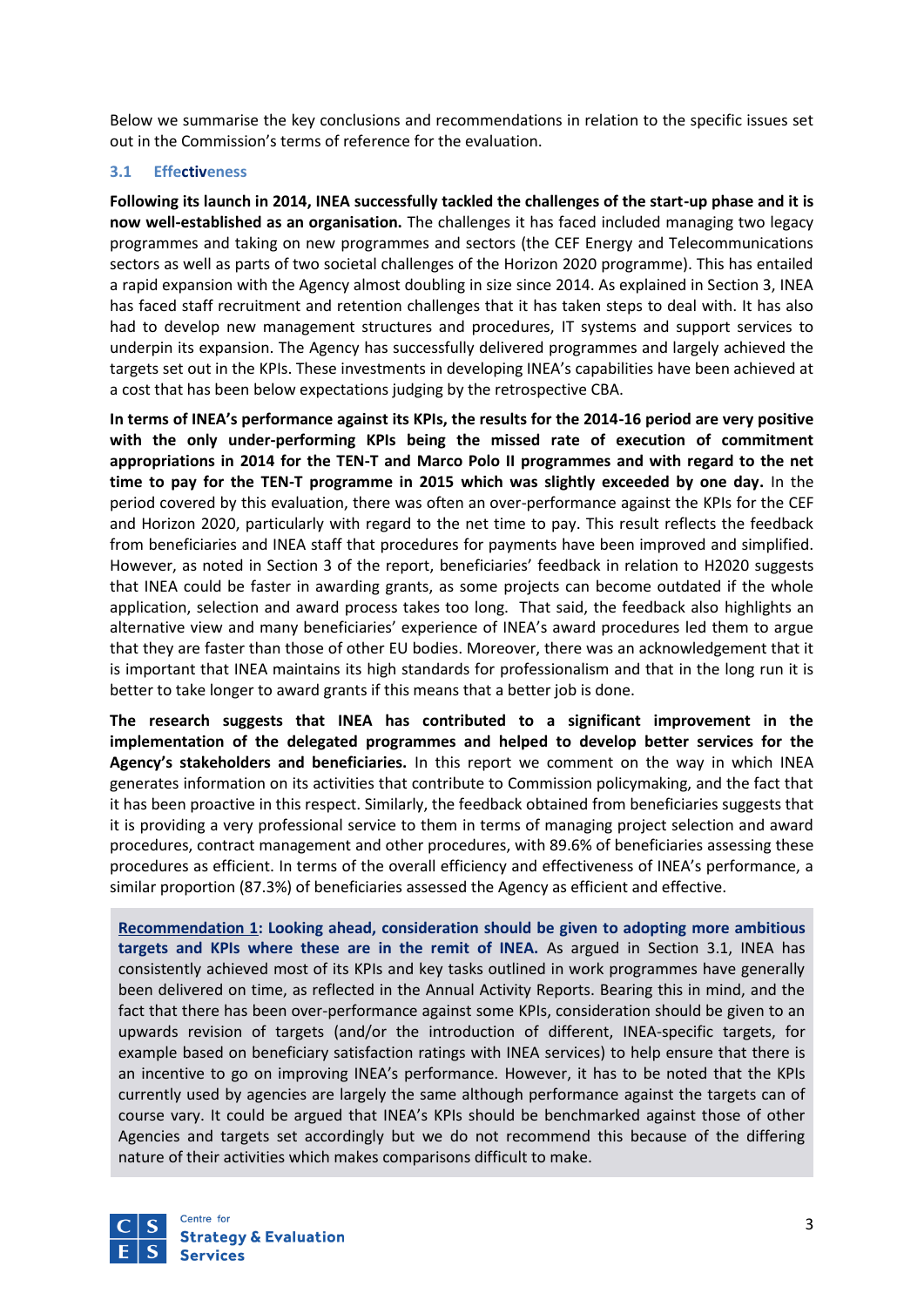Below we summarise the key conclusions and recommendations in relation to the specific issues set out in the Commission's terms of reference for the evaluation.

### 3.1 Effectiveness

**Following its launch in 2014, INEA successfully tackled the challenges of the start-up phase and it is now well-established as an organisation.** The challenges it has faced included managing two legacy programmes and taking on new programmes and sectors (the CEF Energy and Telecommunications sectors as well as parts of two societal challenges of the Horizon 2020 programme). This has entailed a rapid expansion with the Agency almost doubling in size since 2014. As explained in Section 3, INEA has faced staff recruitment and retention challenges that it has taken steps to deal with. It has also had to develop new management structures and procedures, IT systems and support services to underpin its expansion. The Agency has successfully delivered programmes and largely achieved the targets set out in the KPIs. These investments in developing INEA's capabilities have been achieved at a cost that has been below expectations judging by the retrospective CBA.

**In terms of INEA's performance against its KPIs, the results for the 2014-16 period are very positive with the only under-performing KPIs being the missed rate of execution of commitment appropriations in 2014 for the TEN-T and Marco Polo II programmes and with regard to the net time to pay for the TEN-T programme in 2015 which was slightly exceeded by one day.** In the period covered by this evaluation, there was often an over-performance against the KPIs for the CEF and Horizon 2020, particularly with regard to the net time to pay. This result reflects the feedback from beneficiaries and INEA staff that procedures for payments have been improved and simplified. However, as noted in Section 3 of the report, beneficiaries' feedback in relation to H2020 suggests that INEA could be faster in awarding grants, as some projects can become outdated if the whole application, selection and award process takes too long. That said, the feedback also highlights an alternative view and many beneficiaries' experience of INEA's award procedures led them to argue that they are faster than those of other EU bodies. Moreover, there was an acknowledgement that it is important that INEA maintains its high standards for professionalism and that in the long run it is better to take longer to award grants if this means that a better job is done.

**The research suggests that INEA has contributed to a significant improvement in the implementation of the delegated programmes and helped to develop better services for the Agency's stakeholders and beneficiaries.** In this report we comment on the way in which INEA generates information on its activities that contribute to Commission policymaking, and the fact that it has been proactive in this respect. Similarly, the feedback obtained from beneficiaries suggests that it is providing a very professional service to them in terms of managing project selection and award procedures, contract management and other procedures, with 89.6% of beneficiaries assessing these procedures as efficient. In terms of the overall efficiency and effectiveness of INEA's performance, a similar proportion (87.3%) of beneficiaries assessed the Agency as efficient and effective.

**Recommendation 1: Looking ahead, consideration should be given to adopting more ambitious targets and KPIs where these are in the remit of INEA.** As argued in Section 3.1, INEA has consistently achieved most of its KPIs and key tasks outlined in work programmes have generally been delivered on time, as reflected in the Annual Activity Reports. Bearing this in mind, and the fact that there has been over-performance against some KPIs, consideration should be given to an upwards revision of targets (and/or the introduction of different, INEA-specific targets, for example based on beneficiary satisfaction ratings with INEA services) to help ensure that there is an incentive to go on improving INEA's performance. However, it has to be noted that the KPIs currently used by agencies are largely the same although performance against the targets can of course vary. It could be argued that INEA's KPIs should be benchmarked against those of other Agencies and targets set accordingly but we do not recommend this because of the differing nature of their activities which makes comparisons difficult to make.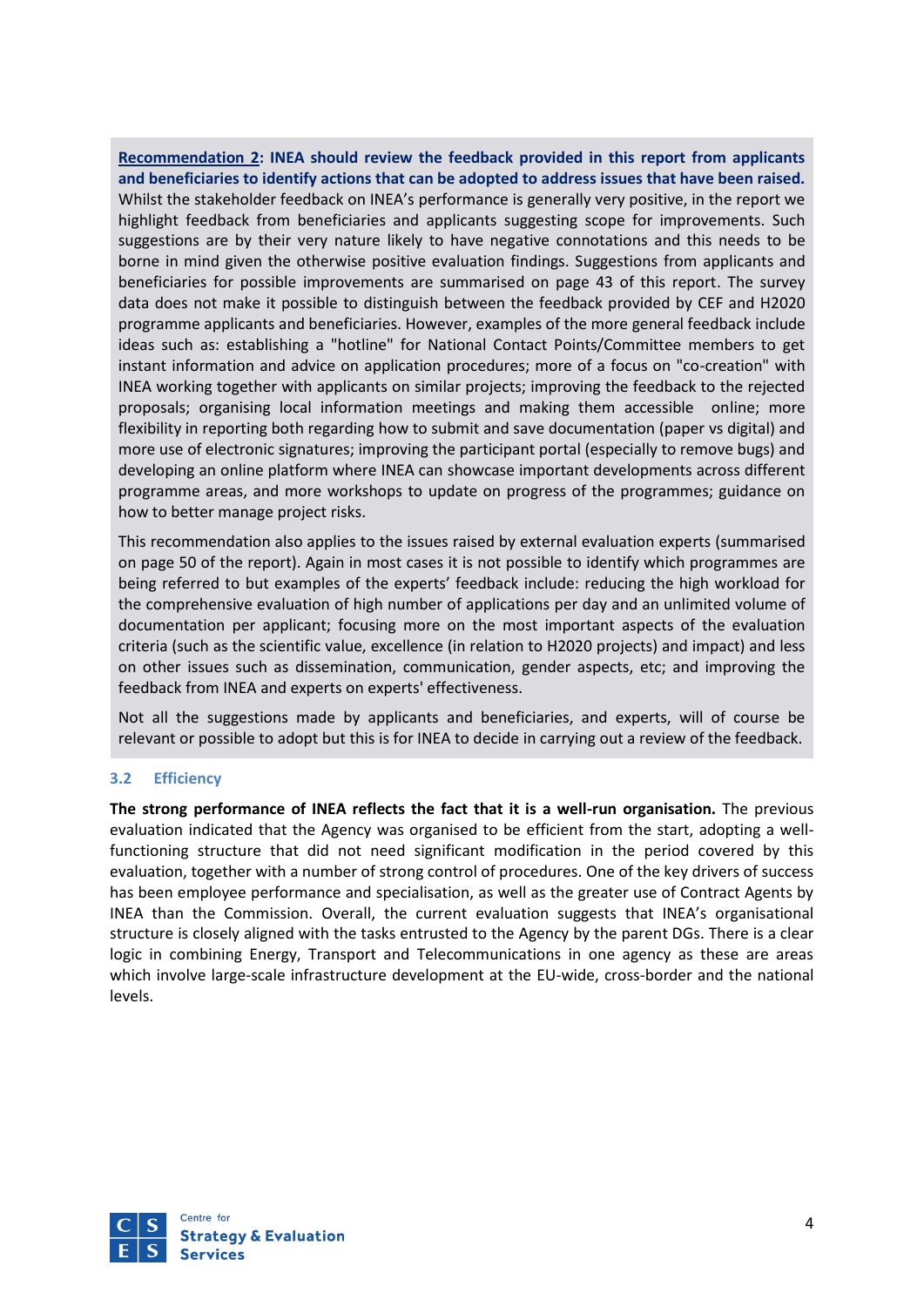**<u>Recommendation 2</u>: INEA should review the feedback provided in this report from applicants and beneficiaries to identify actions that can be adopted to address issues that have been raised.** Whilst the stakeholder feedback on INEA's performance is generally very positive, in the report we highlight feedback from beneficiaries and applicants suggesting scope for improvements. Such suggestions are by their very nature likely to have negative connotations and this needs to be borne in mind given the otherwise positive evaluation findings. Suggestions from applicants and beneficiaries for possible improvements are summarised on page 43 of this report. The survey data does not make it possible to distinguish between the feedback provided by CEF and H2020 programme applicants and beneficiaries. However, examples of the more general feedback include ideas such as: establishing a "hotline" for National Contact Points/Committee members to get instant information and advice on application procedures; more of a focus on "co-creation" with INEA working together with applicants on similar projects; improving the feedback to the rejected proposals; organising local information meetings and making them accessible online; more flexibility in reporting both regarding how to submit and save documentation (paper vs digital) and more use of electronic signatures; improving the participant portal (especially to remove bugs) and developing an online platform where INEA can showcase important developments across different programme areas, and more workshops to update on progress of the programmes; guidance on how to better manage project risks.

This recommendation also applies to the issues raised by external evaluation experts (summarised on page 50 of the report). Again in most cases it is not possible to identify which programmes are being referred to but examples of the experts' feedback include: reducing the high workload for the comprehensive evaluation of high number of applications per day and an unlimited volume of documentation per applicant; focusing more on the most important aspects of the evaluation criteria (such as the scientific value, excellence (in relation to H2020 projects) and impact) and less on other issues such as dissemination, communication, gender aspects, etc; and improving the feedback from INEA and experts on experts' effectiveness.

Not all the suggestions made by applicants and beneficiaries, and experts, will of course be relevant or possible to adopt but this is for INEA to decide in carrying out a review of the feedback.

### 3.2 Efficiency

**The strong performance of INEA reflects the fact that it is a well-run organisation.** The previous evaluation indicated that the Agency was organised to be efficient from the start, adopting a well-functioning structure that did not need significant modification in the period covered by this evaluation, together with a number of strong control of procedures. One of the key drivers of success has been employee performance and specialisation, as well as the greater use of Contract Agents by INEA than the Commission. Overall, the current evaluation suggests that INEA's organisational structure is closely aligned with the tasks entrusted to the Agency by the parent DGs. There is a clear logic in combining Energy, Transport and Telecommunications in one agency as these are areas which involve large-scale infrastructure development at the EU-wide, cross-border and the national levels.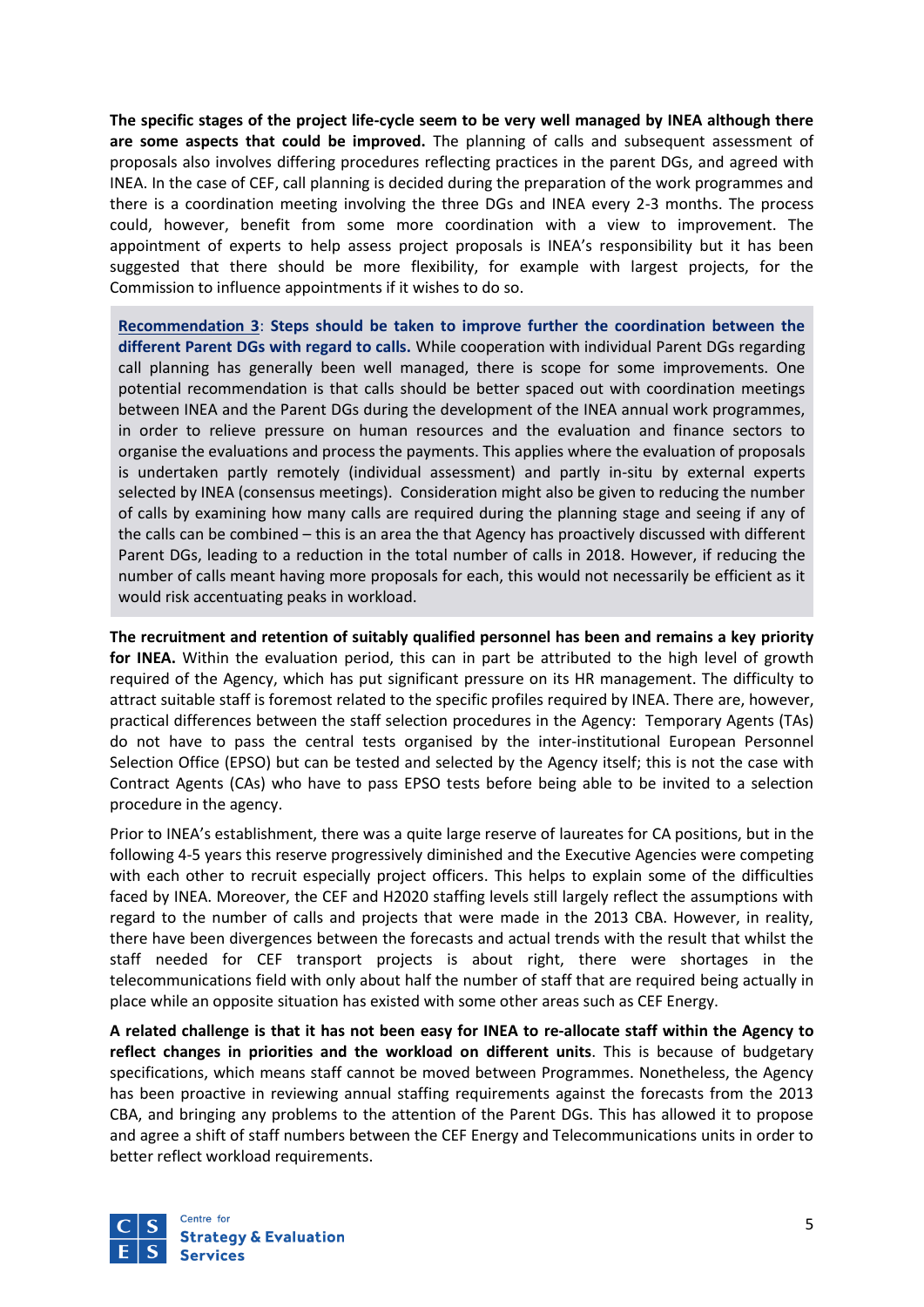**The specific stages of the project life-cycle seem to be very well managed by INEA although there are some aspects that could be improved.** The planning of calls and subsequent assessment of proposals also involves differing procedures reflecting practices in the parent DGs, and agreed with INEA. In the case of CEF, call planning is decided during the preparation of the work programmes and there is a coordination meeting involving the three DGs and INEA every 2-3 months. The process could, however, benefit from some more coordination with a view to improvement. The appointment of experts to help assess project proposals is INEA's responsibility but it has been suggested that there should be more flexibility, for example with largest projects, for the Commission to influence appointments if it wishes to do so.

> **Recommendation 3**: **Steps should be taken to improve further the coordination between the different Parent DGs with regard to calls.** While cooperation with individual Parent DGs regarding call planning has generally been well managed, there is scope for some improvements. One potential recommendation is that calls should be better spaced out with coordination meetings between INEA and the Parent DGs during the development of the INEA annual work programmes, in order to relieve pressure on human resources and the evaluation and finance sectors to organise the evaluations and process the payments. This applies where the evaluation of proposals is undertaken partly remotely (individual assessment) and partly in-situ by external experts selected by INEA (consensus meetings). Consideration might also be given to reducing the number of calls by examining how many calls are required during the planning stage and seeing if any of the calls can be combined – this is an area the that Agency has proactively discussed with different Parent DGs, leading to a reduction in the total number of calls in 2018. However, if reducing the number of calls meant having more proposals for each, this would not necessarily be efficient as it would risk accentuating peaks in workload.

**The recruitment and retention of suitably qualified personnel has been and remains a key priority for INEA.** Within the evaluation period, this can in part be attributed to the high level of growth required of the Agency, which has put significant pressure on its HR management. The difficulty to attract suitable staff is foremost related to the specific profiles required by INEA. There are, however, practical differences between the staff selection procedures in the Agency: Temporary Agents (TAs) do not have to pass the central tests organised by the inter-institutional European Personnel Selection Office (EPSO) but can be tested and selected by the Agency itself; this is not the case with Contract Agents (CAs) who have to pass EPSO tests before being able to be invited to a selection procedure in the agency.

Prior to INEA's establishment, there was a quite large reserve of laureates for CA positions, but in the following 4-5 years this reserve progressively diminished and the Executive Agencies were competing with each other to recruit especially project officers. This helps to explain some of the difficulties faced by INEA. Moreover, the CEF and H2020 staffing levels still largely reflect the assumptions with regard to the number of calls and projects that were made in the 2013 CBA. However, in reality, there have been divergences between the forecasts and actual trends with the result that whilst the staff needed for CEF transport projects is about right, there were shortages in the telecommunications field with only about half the number of staff that are required being actually in place while an opposite situation has existed with some other areas such as CEF Energy.

**A related challenge is that it has not been easy for INEA to re-allocate staff within the Agency to reflect changes in priorities and the workload on different units**. This is because of budgetary specifications, which means staff cannot be moved between Programmes. Nonetheless, the Agency has been proactive in reviewing annual staffing requirements against the forecasts from the 2013 CBA, and bringing any problems to the attention of the Parent DGs. This has allowed it to propose and agree a shift of staff numbers between the CEF Energy and Telecommunications units in order to better reflect workload requirements.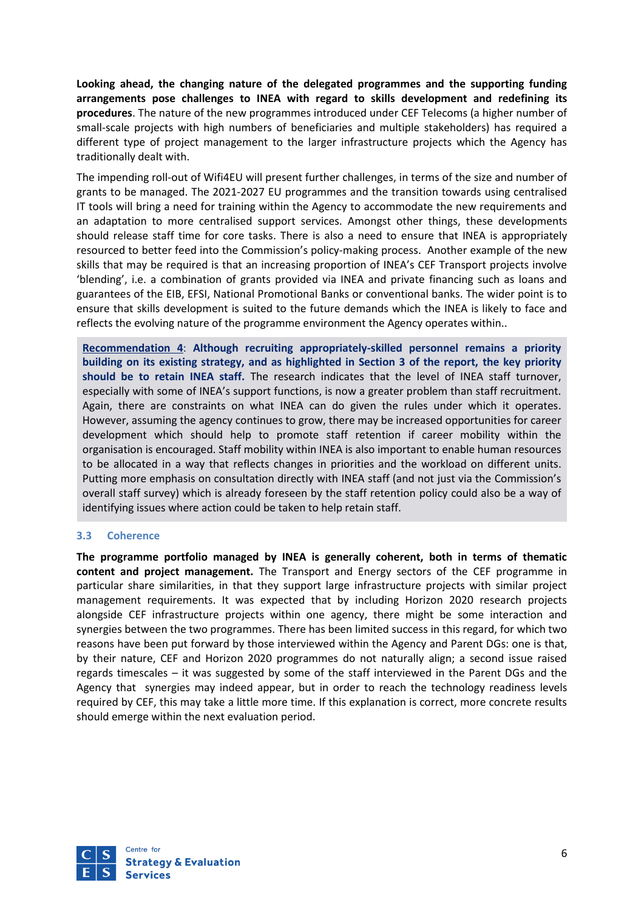**Looking ahead, the changing nature of the delegated programmes and the supporting funding arrangements pose challenges to INEA with regard to skills development and redefining its procedures**. The nature of the new programmes introduced under CEF Telecoms (a higher number of small-scale projects with high numbers of beneficiaries and multiple stakeholders) has required a different type of project management to the larger infrastructure projects which the Agency has traditionally dealt with.

The impending roll-out of Wifi4EU will present further challenges, in terms of the size and number of grants to be managed. The 2021-2027 EU programmes and the transition towards using centralised IT tools will bring a need for training within the Agency to accommodate the new requirements and an adaptation to more centralised support services. Amongst other things, these developments should release staff time for core tasks. There is also a need to ensure that INEA is appropriately resourced to better feed into the Commission's policy-making process. Another example of the new skills that may be required is that an increasing proportion of INEA's CEF Transport projects involve 'blending', i.e. a combination of grants provided via INEA and private financing such as loans and guarantees of the EIB, EFSI, National Promotional Banks or conventional banks. The wider point is to ensure that skills development is suited to the future demands which the INEA is likely to face and reflects the evolving nature of the programme environment the Agency operates within..

> **Recommendation 4**: **Although recruiting appropriately-skilled personnel remains a priority building on its existing strategy, and as highlighted in Section 3 of the report, the key priority should be to retain INEA staff.** The research indicates that the level of INEA staff turnover, especially with some of INEA's support functions, is now a greater problem than staff recruitment. Again, there are constraints on what INEA can do given the rules under which it operates. However, assuming the agency continues to grow, there may be increased opportunities for career development which should help to promote staff retention if career mobility within the organisation is encouraged. Staff mobility within INEA is also important to enable human resources to be allocated in a way that reflects changes in priorities and the workload on different units. Putting more emphasis on consultation directly with INEA staff (and not just via the Commission's overall staff survey) which is already foreseen by the staff retention policy could also be a way of identifying issues where action could be taken to help retain staff.

### 3.3 Coherence

**The programme portfolio managed by INEA is generally coherent, both in terms of thematic content and project management.** The Transport and Energy sectors of the CEF programme in particular share similarities, in that they support large infrastructure projects with similar project management requirements. It was expected that by including Horizon 2020 research projects alongside CEF infrastructure projects within one agency, there might be some interaction and synergies between the two programmes. There has been limited success in this regard, for which two reasons have been put forward by those interviewed within the Agency and Parent DGs: one is that, by their nature, CEF and Horizon 2020 programmes do not naturally align; a second issue raised regards timescales – it was suggested by some of the staff interviewed in the Parent DGs and the Agency that synergies may indeed appear, but in order to reach the technology readiness levels required by CEF, this may take a little more time. If this explanation is correct, more concrete results should emerge within the next evaluation period.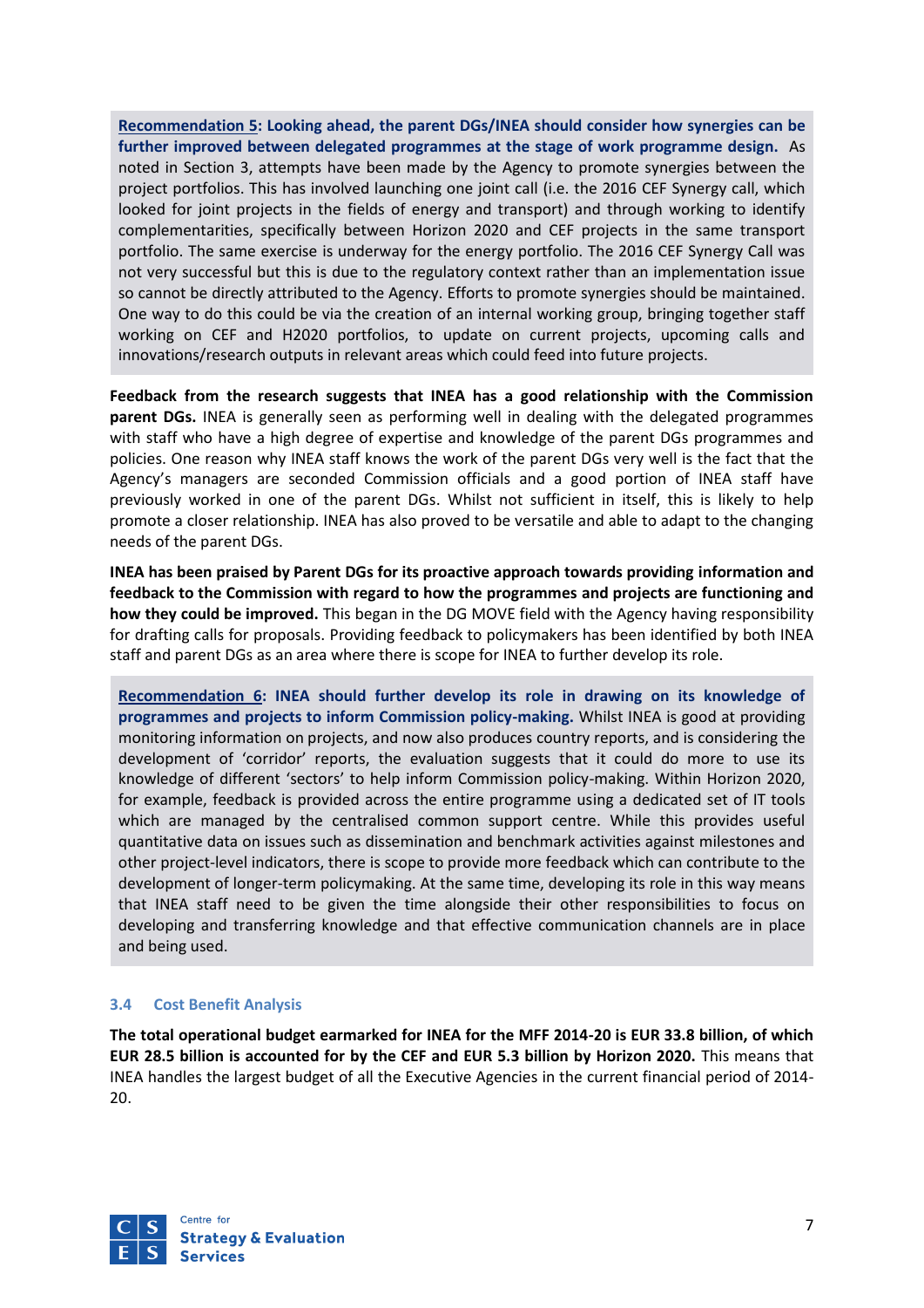**Recommendation 5: Looking ahead, the parent DGs/INEA should consider how synergies can be further improved between delegated programmes at the stage of work programme design.** As noted in Section 3, attempts have been made by the Agency to promote synergies between the project portfolios. This has involved launching one joint call (i.e. the 2016 CEF Synergy call, which looked for joint projects in the fields of energy and transport) and through working to identify complementarities, specifically between Horizon 2020 and CEF projects in the same transport portfolio. The same exercise is underway for the energy portfolio. The 2016 CEF Synergy Call was not very successful but this is due to the regulatory context rather than an implementation issue so cannot be directly attributed to the Agency. Efforts to promote synergies should be maintained. One way to do this could be via the creation of an internal working group, bringing together staff working on CEF and H2020 portfolios, to update on current projects, upcoming calls and innovations/research outputs in relevant areas which could feed into future projects.

**Feedback from the research suggests that INEA has a good relationship with the Commission parent DGs.** INEA is generally seen as performing well in dealing with the delegated programmes with staff who have a high degree of expertise and knowledge of the parent DGs programmes and policies. One reason why INEA staff knows the work of the parent DGs very well is the fact that the Agency's managers are seconded Commission officials and a good portion of INEA staff have previously worked in one of the parent DGs. Whilst not sufficient in itself, this is likely to help promote a closer relationship. INEA has also proved to be versatile and able to adapt to the changing needs of the parent DGs.

**INEA has been praised by Parent DGs for its proactive approach towards providing information and feedback to the Commission with regard to how the programmes and projects are functioning and how they could be improved.** This began in the DG MOVE field with the Agency having responsibility for drafting calls for proposals. Providing feedback to policymakers has been identified by both INEA staff and parent DGs as an area where there is scope for INEA to further develop its role.

**Recommendation 6: INEA should further develop its role in drawing on its knowledge of programmes and projects to inform Commission policy-making.** Whilst INEA is good at providing monitoring information on projects, and now also produces country reports, and is considering the development of 'corridor' reports, the evaluation suggests that it could do more to use its knowledge of different 'sectors' to help inform Commission policy-making. Within Horizon 2020, for example, feedback is provided across the entire programme using a dedicated set of IT tools which are managed by the centralised common support centre. While this provides useful quantitative data on issues such as dissemination and benchmark activities against milestones and other project-level indicators, there is scope to provide more feedback which can contribute to the development of longer-term policymaking. At the same time, developing its role in this way means that INEA staff need to be given the time alongside their other responsibilities to focus on developing and transferring knowledge and that effective communication channels are in place and being used.

### 3.4 Cost Benefit Analysis

**The total operational budget earmarked for INEA for the MFF 2014-20 is EUR 33.8 billion, of which EUR 28.5 billion is accounted for by the CEF and EUR 5.3 billion by Horizon 2020.** This means that INEA handles the largest budget of all the Executive Agencies in the current financial period of 2014-20.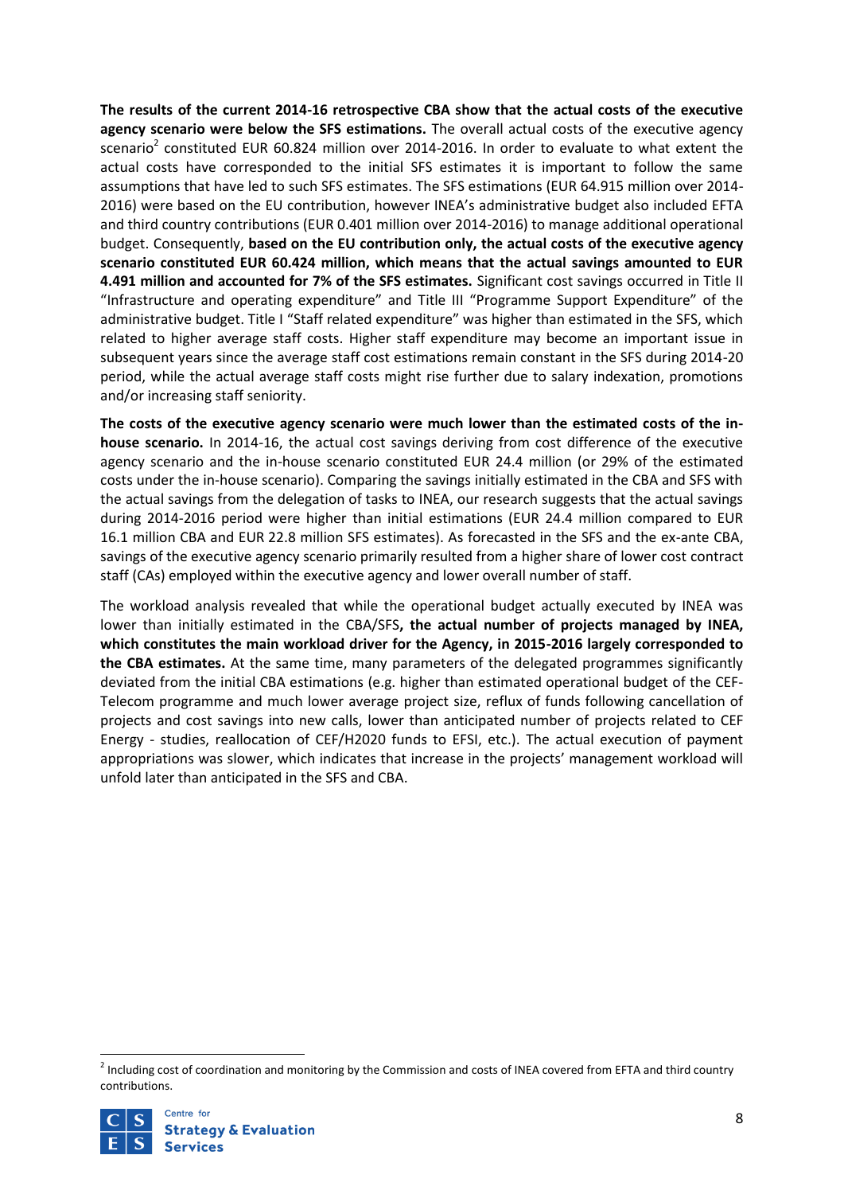**The results of the current 2014-16 retrospective CBA show that the actual costs of the executive agency scenario were below the SFS estimations.** The overall actual costs of the executive agency scenario[2] constituted EUR 60.824 million over 2014-2016. In order to evaluate to what extent the actual costs have corresponded to the initial SFS estimates it is important to follow the same assumptions that have led to such SFS estimates. The SFS estimations (EUR 64.915 million over 2014-2016) were based on the EU contribution, however INEA's administrative budget also included EFTA and third country contributions (EUR 0.401 million over 2014-2016) to manage additional operational budget. Consequently, **based on the EU contribution only, the actual costs of the executive agency scenario constituted EUR 60.424 million, which means that the actual savings amounted to EUR 4.491 million and accounted for 7% of the SFS estimates.** Significant cost savings occurred in Title II "Infrastructure and operating expenditure" and Title III "Programme Support Expenditure" of the administrative budget. Title I "Staff related expenditure" was higher than estimated in the SFS, which related to higher average staff costs. Higher staff expenditure may become an important issue in subsequent years since the average staff cost estimations remain constant in the SFS during 2014-20 period, while the actual average staff costs might rise further due to salary indexation, promotions and/or increasing staff seniority.

**The costs of the executive agency scenario were much lower than the estimated costs of the in-house scenario.** In 2014-16, the actual cost savings deriving from cost difference of the executive agency scenario and the in-house scenario constituted EUR 24.4 million (or 29% of the estimated costs under the in-house scenario). Comparing the savings initially estimated in the CBA and SFS with the actual savings from the delegation of tasks to INEA, our research suggests that the actual savings during 2014-2016 period were higher than initial estimations (EUR 24.4 million compared to EUR 16.1 million CBA and EUR 22.8 million SFS estimates). As forecasted in the SFS and the ex-ante CBA, savings of the executive agency scenario primarily resulted from a higher share of lower cost contract staff (CAs) employed within the executive agency and lower overall number of staff.

The workload analysis revealed that while the operational budget actually executed by INEA was lower than initially estimated in the CBA/SFS**, the actual number of projects managed by INEA, which constitutes the main workload driver for the Agency, in 2015-2016 largely corresponded to the CBA estimates.** At the same time, many parameters of the delegated programmes significantly deviated from the initial CBA estimations (e.g. higher than estimated operational budget of the CEF-Telecom programme and much lower average project size, reflux of funds following cancellation of projects and cost savings into new calls, lower than anticipated number of projects related to CEF Energy - studies, reallocation of CEF/H2020 funds to EFSI, etc.). The actual execution of payment appropriations was slower, which indicates that increase in the projects' management workload will unfold later than anticipated in the SFS and CBA.

[2] Including cost of coordination and monitoring by the Commission and costs of INEA covered from EFTA and third country contributions.